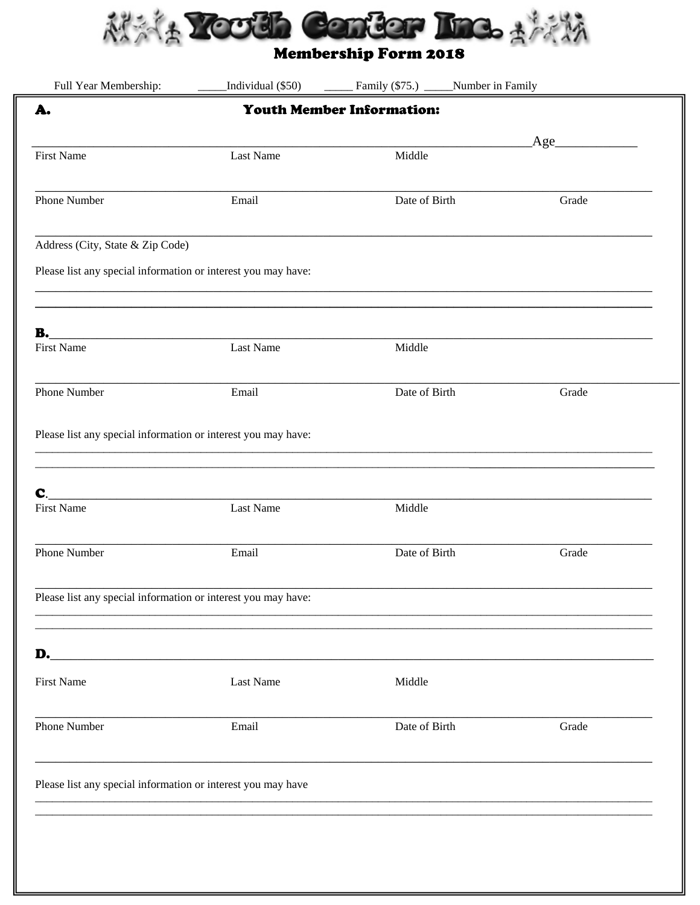# Youth Center Inc.

## Membership Form 2018

Full Year Membership: _____Individual ($50) _____ Family ($75.) _____Number in Family

### A. Youth Member Information:

_______________________________________________________________Age____________

First Name Last Name Middle

_______________________________________________________________

Phone Number Email Date of Birth Grade

_______________________________________________________________

Address (City, State & Zip Code)

Please list any special information or interest you may have:

_______________________________________________________________

_______________________________________________________________

**B.**_______________________________________________________________

First Name Last Name Middle

_______________________________________________________________

Phone Number Email Date of Birth Grade

Please list any special information or interest you may have:

_______________________________________________________________

_______________________________________________________________

**C.**_______________________________________________________________

First Name Last Name Middle

_______________________________________________________________

Phone Number Email Date of Birth Grade

_______________________________________________________________

Please list any special information or interest you may have:

_______________________________________________________________

_______________________________________________________________

**D.**_______________________________________________________________

First Name Last Name Middle

_______________________________________________________________

Phone Number Email Date of Birth Grade

_______________________________________________________________

Please list any special information or interest you may have

_______________________________________________________________

_______________________________________________________________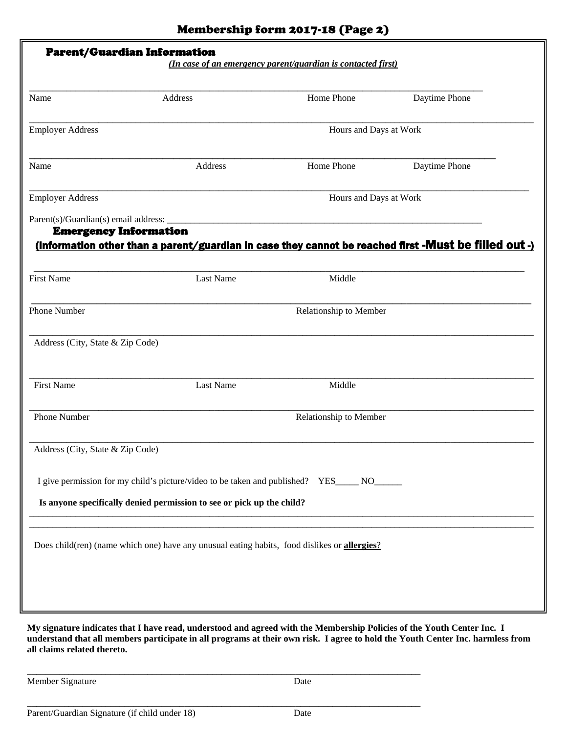# Membership form 2017-18 (Page 2)

## Parent/Guardian Information

***(In case of an emergency parent/guardian is contacted first)***

_______________________________________________________________________________

Name Address Home Phone Daytime Phone

_______________________________________________________________________________

Employer Address Hours and Days at Work

_______________________________________________________________________________

Name Address Home Phone Daytime Phone

_______________________________________________________________________________

Employer Address Hours and Days at Work

Parent(s)/Guardian(s) email address: _______________________________________________

## Emergency Information

**(Information other than a parent/guardian in case they cannot be reached first -Must be filled out -)**

_______________________________________________________________________________

First Name Last Name Middle

_______________________________________________________________________________

Phone Number Relationship to Member

_______________________________________________________________________________

Address (City, State & Zip Code)

_______________________________________________________________________________

First Name Last Name Middle

_______________________________________________________________________________

Phone Number Relationship to Member

_______________________________________________________________________________

Address (City, State & Zip Code)

I give permission for my child's picture/video to be taken and published? YES_____ NO______

**Is anyone specifically denied permission to see or pick up the child?**

_______________________________________________________________________________

_______________________________________________________________________________

Does child(ren) (name which one) have any unusual eating habits, food dislikes or **allergies**?

**My signature indicates that I have read, understood and agreed with the Membership Policies of the Youth Center Inc. I understand that all members participate in all programs at their own risk. I agree to hold the Youth Center Inc. harmless from all claims related thereto.**

_______________________________________________________________________________

Member Signature Date

_______________________________________________________________________________

Parent/Guardian Signature (if child under 18) Date